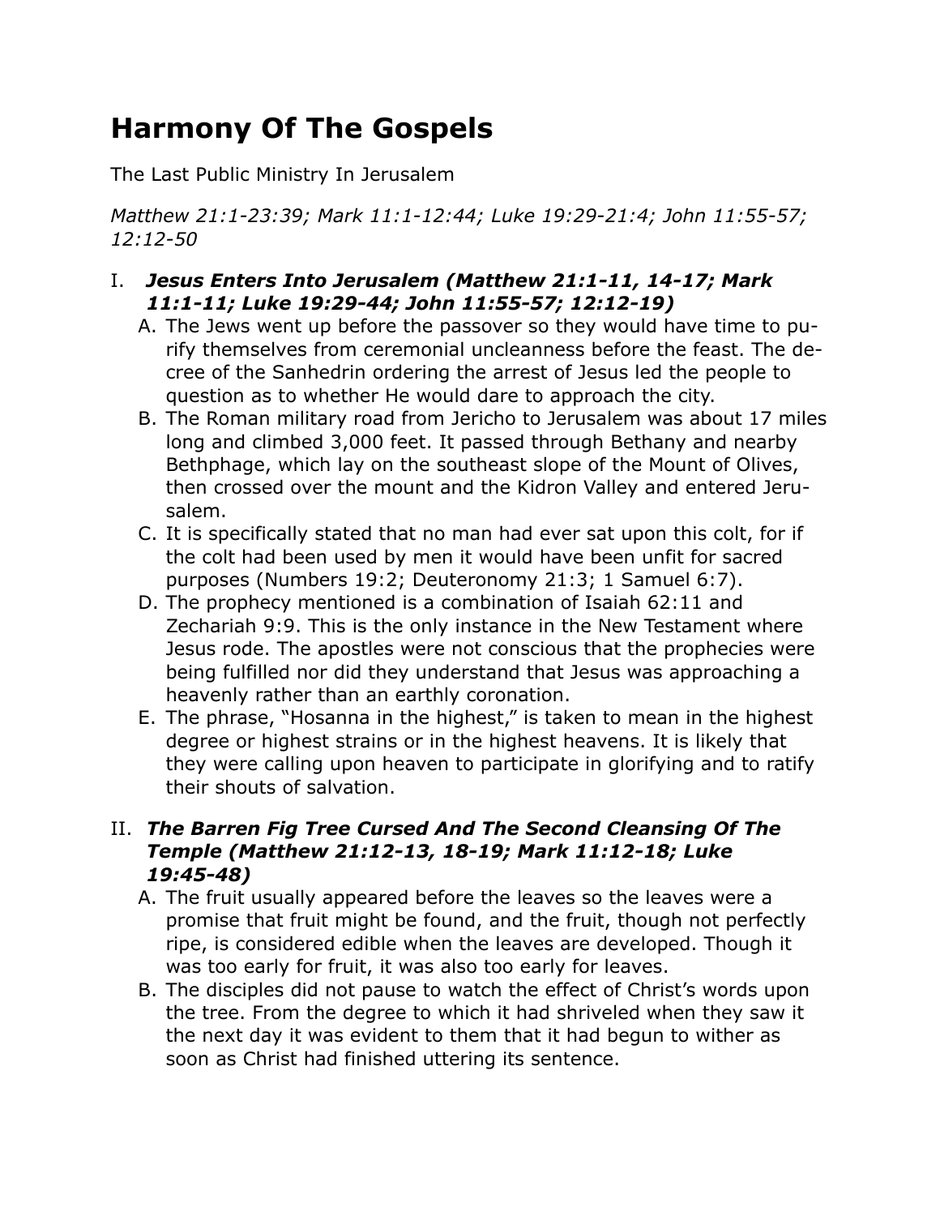# Harmony Of The Gospels

The Last Public Ministry In Jerusalem

*Matthew 21:1-23:39; Mark 11:1-12:44; Luke 19:29-21:4; John 11:55-57; 12:12-50*

I. ***Jesus Enters Into Jerusalem (Matthew 21:1-11, 14-17; Mark 11:1-11; Luke 19:29-44; John 11:55-57; 12:12-19)***
   A. The Jews went up before the passover so they would have time to purify themselves from ceremonial uncleanness before the feast. The decree of the Sanhedrin ordering the arrest of Jesus led the people to question as to whether He would dare to approach the city.
   B. The Roman military road from Jericho to Jerusalem was about 17 miles long and climbed 3,000 feet. It passed through Bethany and nearby Bethphage, which lay on the southeast slope of the Mount of Olives, then crossed over the mount and the Kidron Valley and entered Jerusalem.
   C. It is specifically stated that no man had ever sat upon this colt, for if the colt had been used by men it would have been unfit for sacred purposes (Numbers 19:2; Deuteronomy 21:3; 1 Samuel 6:7).
   D. The prophecy mentioned is a combination of Isaiah 62:11 and Zechariah 9:9. This is the only instance in the New Testament where Jesus rode. The apostles were not conscious that the prophecies were being fulfilled nor did they understand that Jesus was approaching a heavenly rather than an earthly coronation.
   E. The phrase, "Hosanna in the highest," is taken to mean in the highest degree or highest strains or in the highest heavens. It is likely that they were calling upon heaven to participate in glorifying and to ratify their shouts of salvation.

II. ***The Barren Fig Tree Cursed And The Second Cleansing Of The Temple (Matthew 21:12-13, 18-19; Mark 11:12-18; Luke 19:45-48)***
   A. The fruit usually appeared before the leaves so the leaves were a promise that fruit might be found, and the fruit, though not perfectly ripe, is considered edible when the leaves are developed. Though it was too early for fruit, it was also too early for leaves.
   B. The disciples did not pause to watch the effect of Christ's words upon the tree. From the degree to which it had shriveled when they saw it the next day it was evident to them that it had begun to wither as soon as Christ had finished uttering its sentence.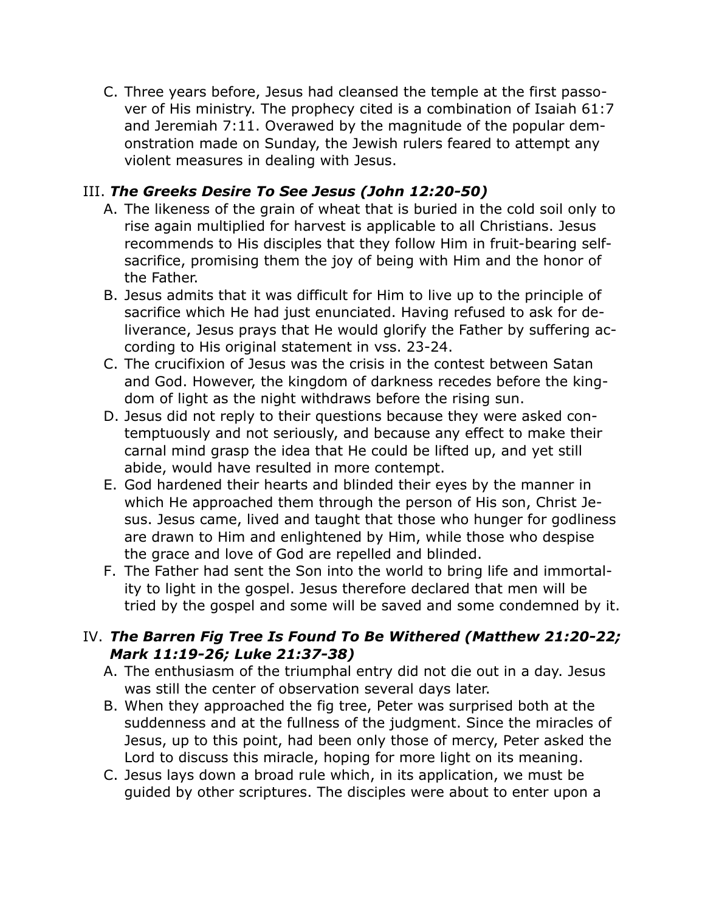C. Three years before, Jesus had cleansed the temple at the first passover of His ministry. The prophecy cited is a combination of Isaiah 61:7 and Jeremiah 7:11. Overawed by the magnitude of the popular demonstration made on Sunday, the Jewish rulers feared to attempt any violent measures in dealing with Jesus.

## III. ***The Greeks Desire To See Jesus (John 12:20-50)***

A. The likeness of the grain of wheat that is buried in the cold soil only to rise again multiplied for harvest is applicable to all Christians. Jesus recommends to His disciples that they follow Him in fruit-bearing self-sacrifice, promising them the joy of being with Him and the honor of the Father.

B. Jesus admits that it was difficult for Him to live up to the principle of sacrifice which He had just enunciated. Having refused to ask for deliverance, Jesus prays that He would glorify the Father by suffering according to His original statement in vss. 23-24.

C. The crucifixion of Jesus was the crisis in the contest between Satan and God. However, the kingdom of darkness recedes before the kingdom of light as the night withdraws before the rising sun.

D. Jesus did not reply to their questions because they were asked contemptuously and not seriously, and because any effect to make their carnal mind grasp the idea that He could be lifted up, and yet still abide, would have resulted in more contempt.

E. God hardened their hearts and blinded their eyes by the manner in which He approached them through the person of His son, Christ Jesus. Jesus came, lived and taught that those who hunger for godliness are drawn to Him and enlightened by Him, while those who despise the grace and love of God are repelled and blinded.

F. The Father had sent the Son into the world to bring life and immortality to light in the gospel. Jesus therefore declared that men will be tried by the gospel and some will be saved and some condemned by it.

## IV. ***The Barren Fig Tree Is Found To Be Withered (Matthew 21:20-22; Mark 11:19-26; Luke 21:37-38)***

A. The enthusiasm of the triumphal entry did not die out in a day. Jesus was still the center of observation several days later.

B. When they approached the fig tree, Peter was surprised both at the suddenness and at the fullness of the judgment. Since the miracles of Jesus, up to this point, had been only those of mercy, Peter asked the Lord to discuss this miracle, hoping for more light on its meaning.

C. Jesus lays down a broad rule which, in its application, we must be guided by other scriptures. The disciples were about to enter upon a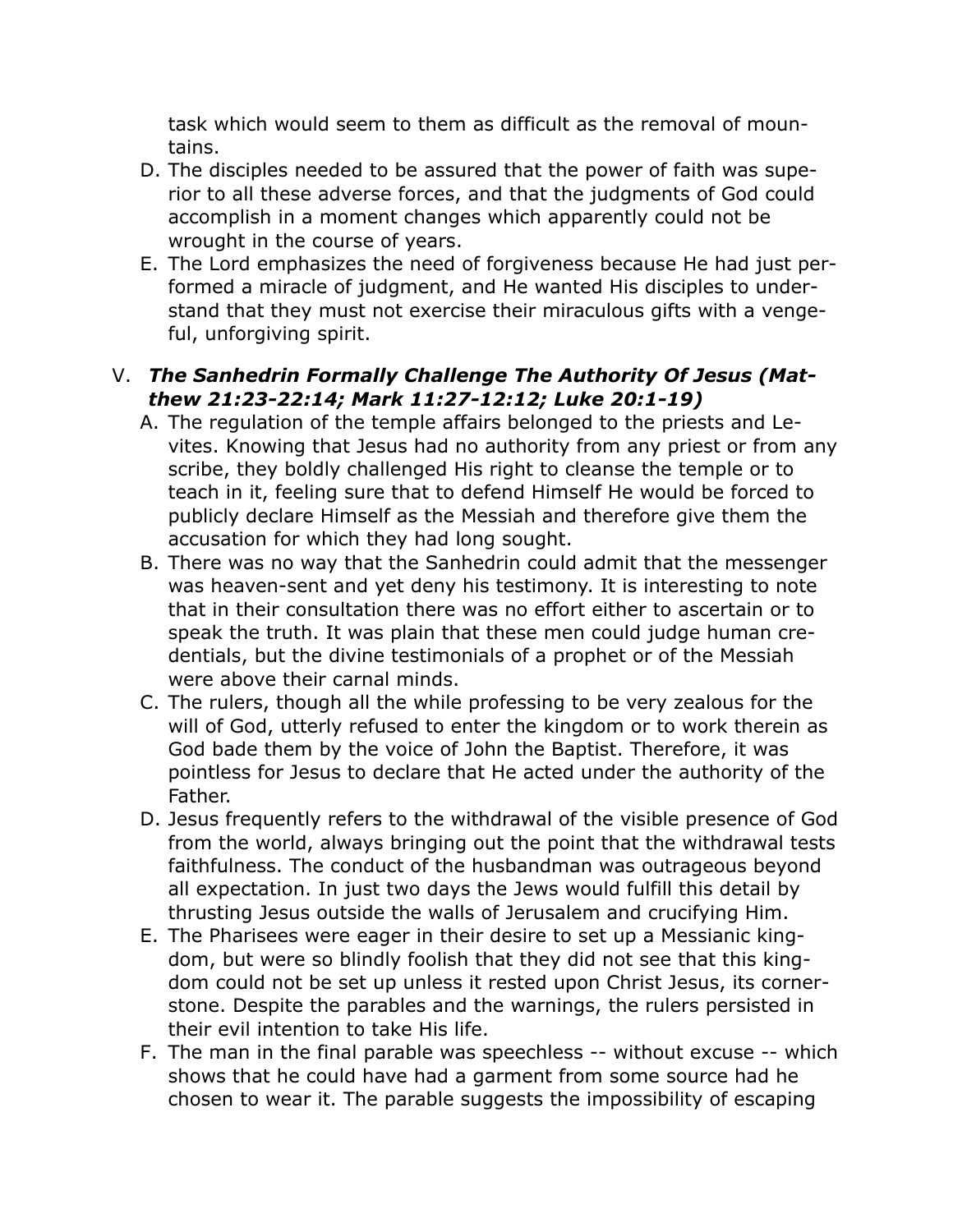task which would seem to them as difficult as the removal of mountains.

D. The disciples needed to be assured that the power of faith was superior to all these adverse forces, and that the judgments of God could accomplish in a moment changes which apparently could not be wrought in the course of years.
E. The Lord emphasizes the need of forgiveness because He had just performed a miracle of judgment, and He wanted His disciples to understand that they must not exercise their miraculous gifts with a vengeful, unforgiving spirit.

## V. ***The Sanhedrin Formally Challenge The Authority Of Jesus (Matthew 21:23-22:14; Mark 11:27-12:12; Luke 20:1-19)***

A. The regulation of the temple affairs belonged to the priests and Levites. Knowing that Jesus had no authority from any priest or from any scribe, they boldly challenged His right to cleanse the temple or to teach in it, feeling sure that to defend Himself He would be forced to publicly declare Himself as the Messiah and therefore give them the accusation for which they had long sought.
B. There was no way that the Sanhedrin could admit that the messenger was heaven-sent and yet deny his testimony. It is interesting to note that in their consultation there was no effort either to ascertain or to speak the truth. It was plain that these men could judge human credentials, but the divine testimonials of a prophet or of the Messiah were above their carnal minds.
C. The rulers, though all the while professing to be very zealous for the will of God, utterly refused to enter the kingdom or to work therein as God bade them by the voice of John the Baptist. Therefore, it was pointless for Jesus to declare that He acted under the authority of the Father.
D. Jesus frequently refers to the withdrawal of the visible presence of God from the world, always bringing out the point that the withdrawal tests faithfulness. The conduct of the husbandman was outrageous beyond all expectation. In just two days the Jews would fulfill this detail by thrusting Jesus outside the walls of Jerusalem and crucifying Him.
E. The Pharisees were eager in their desire to set up a Messianic kingdom, but were so blindly foolish that they did not see that this kingdom could not be set up unless it rested upon Christ Jesus, its cornerstone. Despite the parables and the warnings, the rulers persisted in their evil intention to take His life.
F. The man in the final parable was speechless -- without excuse -- which shows that he could have had a garment from some source had he chosen to wear it. The parable suggests the impossibility of escaping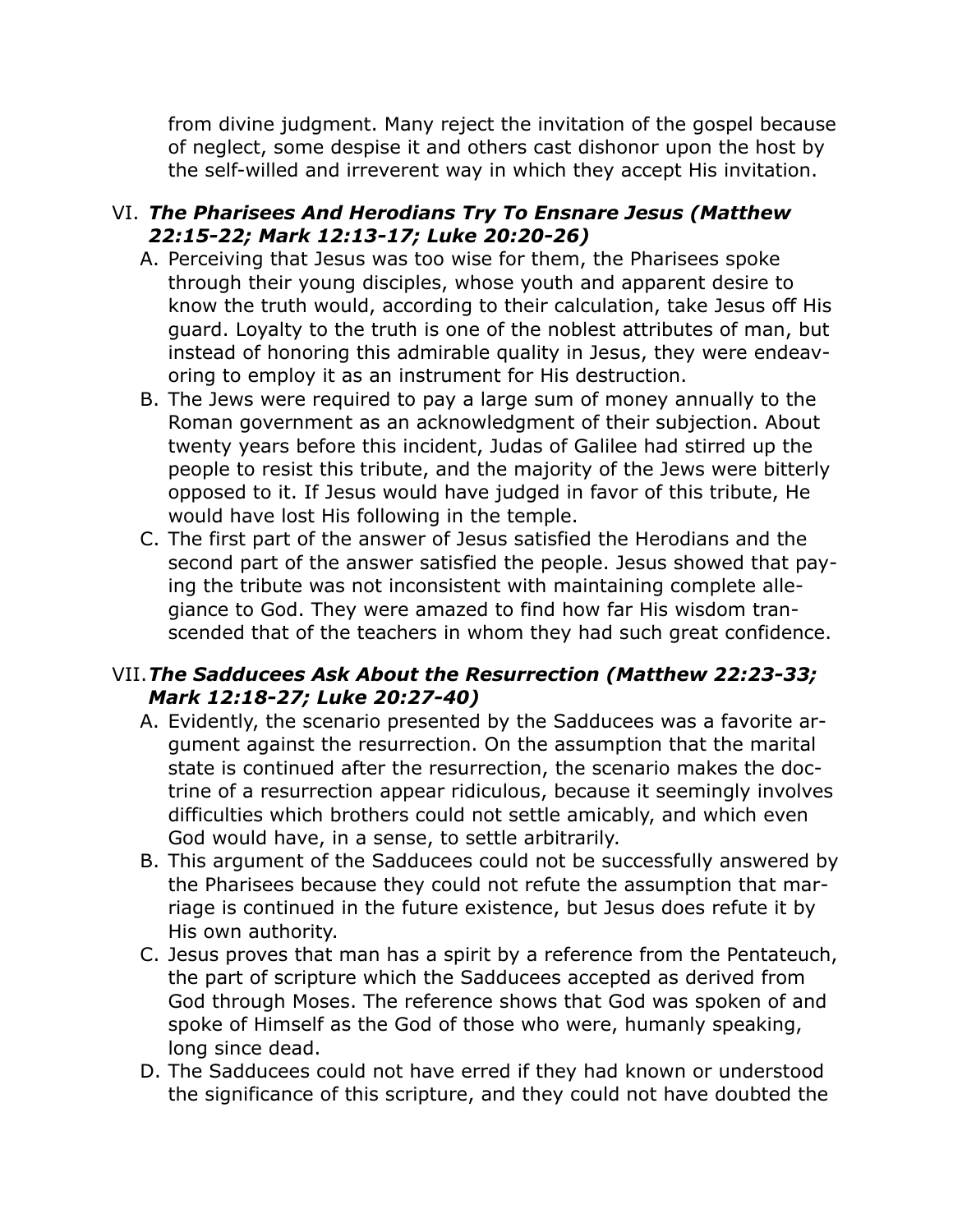from divine judgment. Many reject the invitation of the gospel because of neglect, some despise it and others cast dishonor upon the host by the self-willed and irreverent way in which they accept His invitation.

## VI. *The Pharisees And Herodians Try To Ensnare Jesus (Matthew 22:15-22; Mark 12:13-17; Luke 20:20-26)*

A. Perceiving that Jesus was too wise for them, the Pharisees spoke through their young disciples, whose youth and apparent desire to know the truth would, according to their calculation, take Jesus off His guard. Loyalty to the truth is one of the noblest attributes of man, but instead of honoring this admirable quality in Jesus, they were endeavoring to employ it as an instrument for His destruction.

B. The Jews were required to pay a large sum of money annually to the Roman government as an acknowledgment of their subjection. About twenty years before this incident, Judas of Galilee had stirred up the people to resist this tribute, and the majority of the Jews were bitterly opposed to it. If Jesus would have judged in favor of this tribute, He would have lost His following in the temple.

C. The first part of the answer of Jesus satisfied the Herodians and the second part of the answer satisfied the people. Jesus showed that paying the tribute was not inconsistent with maintaining complete allegiance to God. They were amazed to find how far His wisdom transcended that of the teachers in whom they had such great confidence.

## VII. *The Sadducees Ask About the Resurrection (Matthew 22:23-33; Mark 12:18-27; Luke 20:27-40)*

A. Evidently, the scenario presented by the Sadducees was a favorite argument against the resurrection. On the assumption that the marital state is continued after the resurrection, the scenario makes the doctrine of a resurrection appear ridiculous, because it seemingly involves difficulties which brothers could not settle amicably, and which even God would have, in a sense, to settle arbitrarily.

B. This argument of the Sadducees could not be successfully answered by the Pharisees because they could not refute the assumption that marriage is continued in the future existence, but Jesus does refute it by His own authority.

C. Jesus proves that man has a spirit by a reference from the Pentateuch, the part of scripture which the Sadducees accepted as derived from God through Moses. The reference shows that God was spoken of and spoke of Himself as the God of those who were, humanly speaking, long since dead.

D. The Sadducees could not have erred if they had known or understood the significance of this scripture, and they could not have doubted the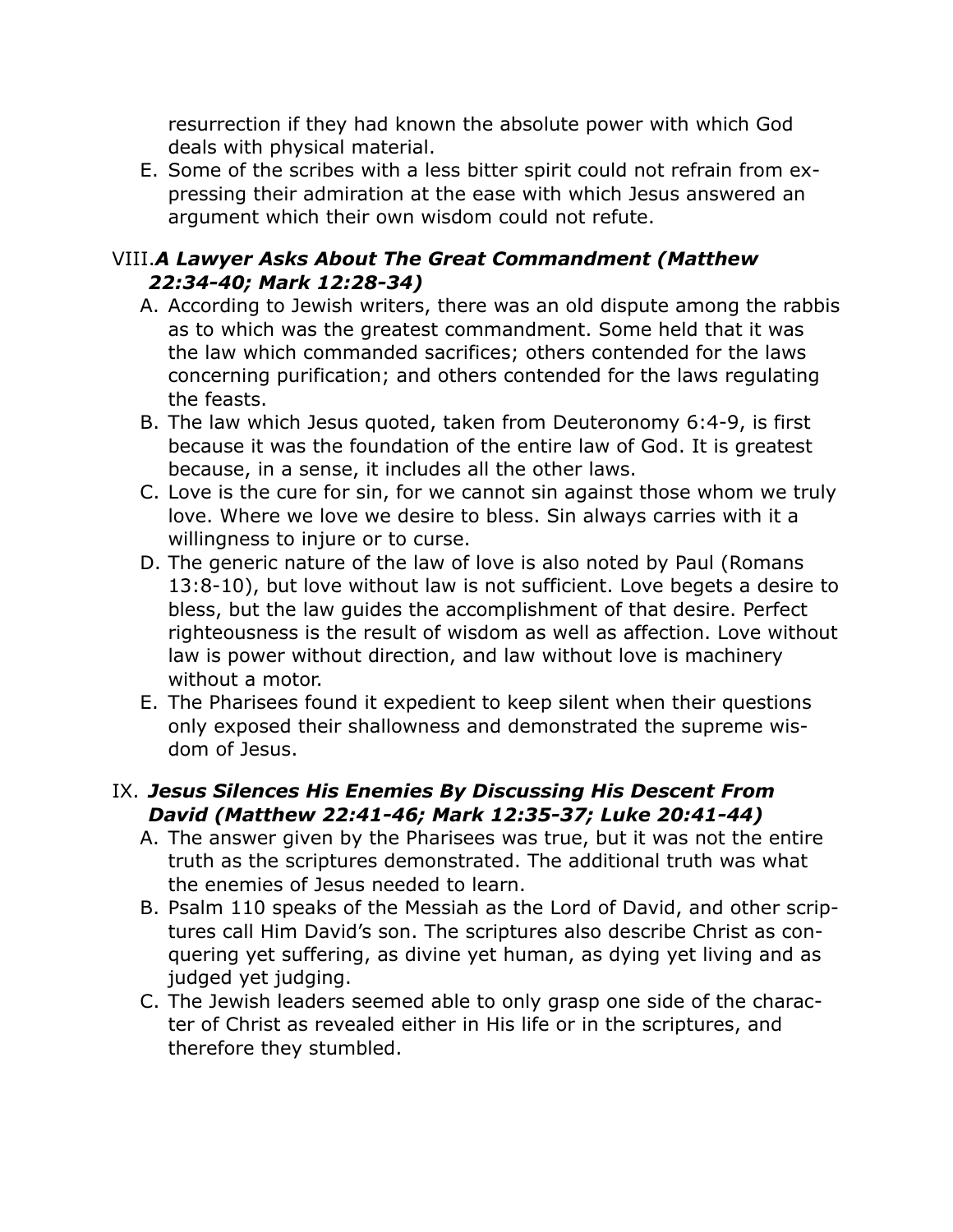resurrection if they had known the absolute power with which God deals with physical material.

E. Some of the scribes with a less bitter spirit could not refrain from expressing their admiration at the ease with which Jesus answered an argument which their own wisdom could not refute.

VIII. ***A Lawyer Asks About The Great Commandment (Matthew 22:34-40; Mark 12:28-34)***

A. According to Jewish writers, there was an old dispute among the rabbis as to which was the greatest commandment. Some held that it was the law which commanded sacrifices; others contended for the laws concerning purification; and others contended for the laws regulating the feasts.

B. The law which Jesus quoted, taken from Deuteronomy 6:4-9, is first because it was the foundation of the entire law of God. It is greatest because, in a sense, it includes all the other laws.

C. Love is the cure for sin, for we cannot sin against those whom we truly love. Where we love we desire to bless. Sin always carries with it a willingness to injure or to curse.

D. The generic nature of the law of love is also noted by Paul (Romans 13:8-10), but love without law is not sufficient. Love begets a desire to bless, but the law guides the accomplishment of that desire. Perfect righteousness is the result of wisdom as well as affection. Love without law is power without direction, and law without love is machinery without a motor.

E. The Pharisees found it expedient to keep silent when their questions only exposed their shallowness and demonstrated the supreme wisdom of Jesus.

IX. ***Jesus Silences His Enemies By Discussing His Descent From David (Matthew 22:41-46; Mark 12:35-37; Luke 20:41-44)***

A. The answer given by the Pharisees was true, but it was not the entire truth as the scriptures demonstrated. The additional truth was what the enemies of Jesus needed to learn.

B. Psalm 110 speaks of the Messiah as the Lord of David, and other scriptures call Him David's son. The scriptures also describe Christ as conquering yet suffering, as divine yet human, as dying yet living and as judged yet judging.

C. The Jewish leaders seemed able to only grasp one side of the character of Christ as revealed either in His life or in the scriptures, and therefore they stumbled.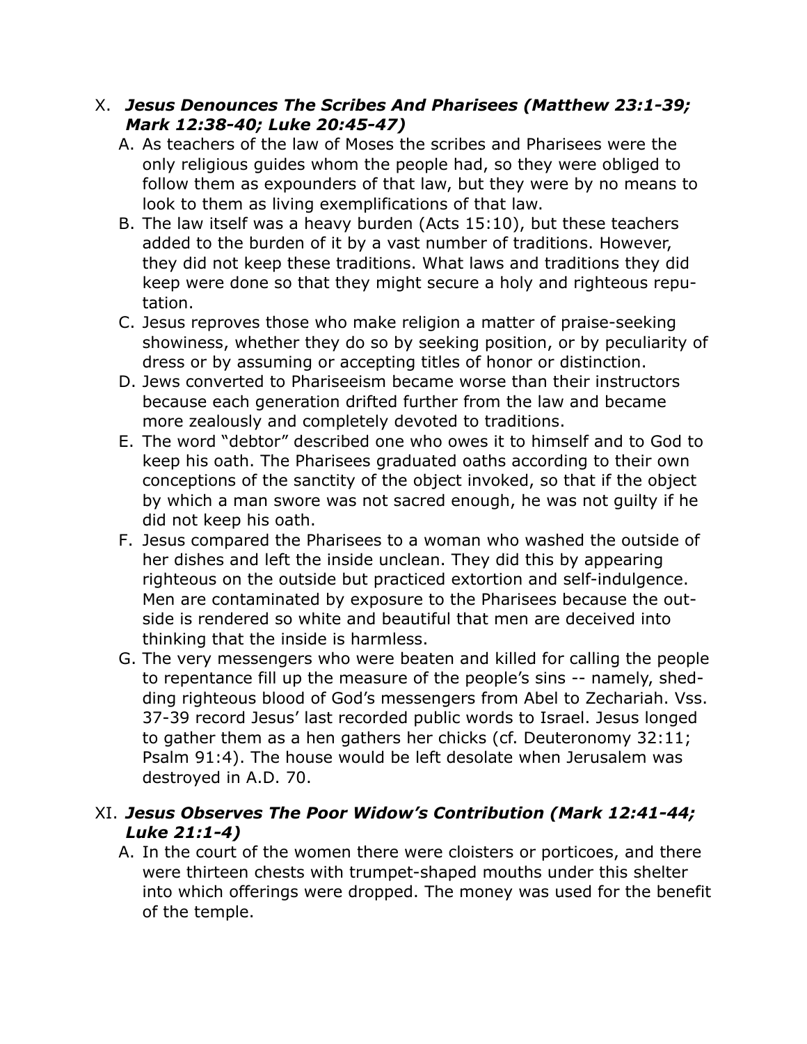X. ***Jesus Denounces The Scribes And Pharisees (Matthew 23:1-39; Mark 12:38-40; Luke 20:45-47)***

A. As teachers of the law of Moses the scribes and Pharisees were the only religious guides whom the people had, so they were obliged to follow them as expounders of that law, but they were by no means to look to them as living exemplifications of that law.

B. The law itself was a heavy burden (Acts 15:10), but these teachers added to the burden of it by a vast number of traditions. However, they did not keep these traditions. What laws and traditions they did keep were done so that they might secure a holy and righteous reputation.

C. Jesus reproves those who make religion a matter of praise-seeking showiness, whether they do so by seeking position, or by peculiarity of dress or by assuming or accepting titles of honor or distinction.

D. Jews converted to Phariseeism became worse than their instructors because each generation drifted further from the law and became more zealously and completely devoted to traditions.

E. The word "debtor" described one who owes it to himself and to God to keep his oath. The Pharisees graduated oaths according to their own conceptions of the sanctity of the object invoked, so that if the object by which a man swore was not sacred enough, he was not guilty if he did not keep his oath.

F. Jesus compared the Pharisees to a woman who washed the outside of her dishes and left the inside unclean. They did this by appearing righteous on the outside but practiced extortion and self-indulgence. Men are contaminated by exposure to the Pharisees because the outside is rendered so white and beautiful that men are deceived into thinking that the inside is harmless.

G. The very messengers who were beaten and killed for calling the people to repentance fill up the measure of the people's sins -- namely, shedding righteous blood of God's messengers from Abel to Zechariah. Vss. 37-39 record Jesus' last recorded public words to Israel. Jesus longed to gather them as a hen gathers her chicks (cf. Deuteronomy 32:11; Psalm 91:4). The house would be left desolate when Jerusalem was destroyed in A.D. 70.

XI. ***Jesus Observes The Poor Widow's Contribution (Mark 12:41-44; Luke 21:1-4)***

A. In the court of the women there were cloisters or porticoes, and there were thirteen chests with trumpet-shaped mouths under this shelter into which offerings were dropped. The money was used for the benefit of the temple.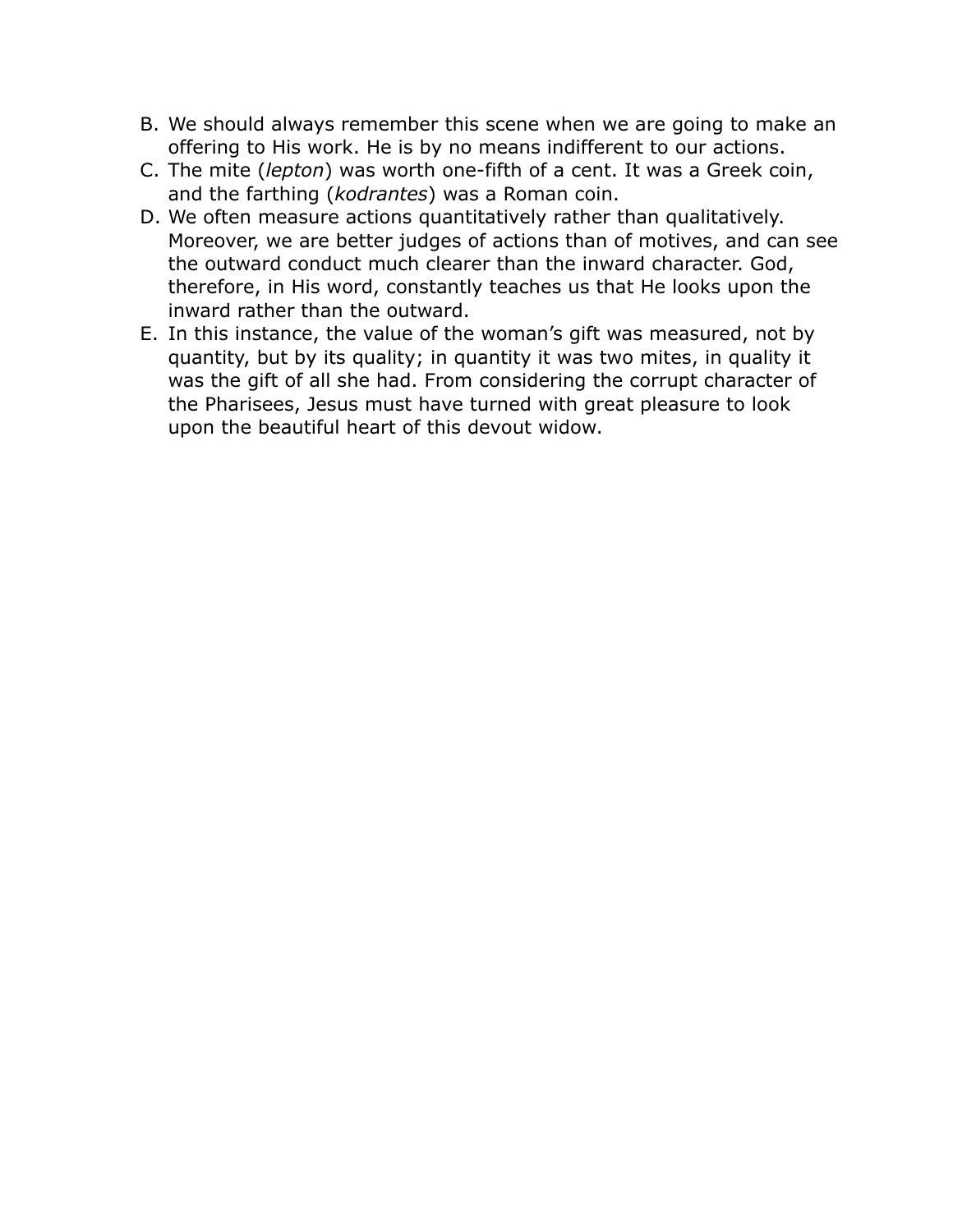B. We should always remember this scene when we are going to make an offering to His work. He is by no means indifferent to our actions.
C. The mite (*lepton*) was worth one-fifth of a cent. It was a Greek coin, and the farthing (*kodrantes*) was a Roman coin.
D. We often measure actions quantitatively rather than qualitatively. Moreover, we are better judges of actions than of motives, and can see the outward conduct much clearer than the inward character. God, therefore, in His word, constantly teaches us that He looks upon the inward rather than the outward.
E. In this instance, the value of the woman's gift was measured, not by quantity, but by its quality; in quantity it was two mites, in quality it was the gift of all she had. From considering the corrupt character of the Pharisees, Jesus must have turned with great pleasure to look upon the beautiful heart of this devout widow.